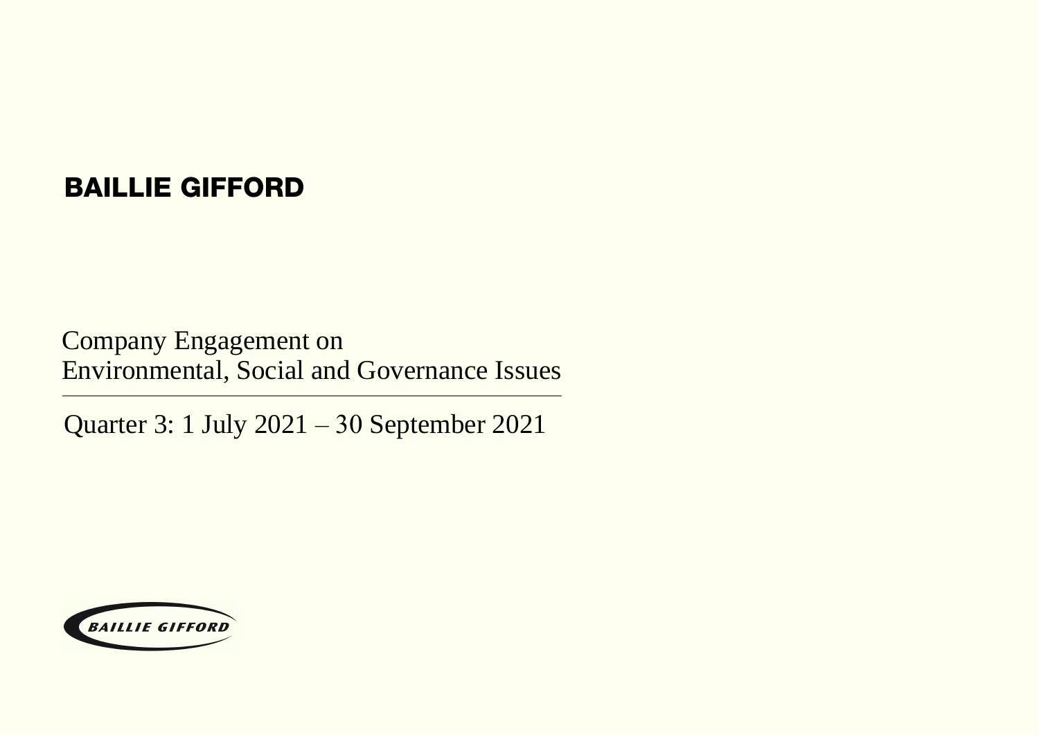# BAILLIE GIFFORD

## Company Engagement on Environmental, Social and Governance Issues

Quarter 3: 1 July 2021 – 30 September 2021

BAILLIE GIFFORD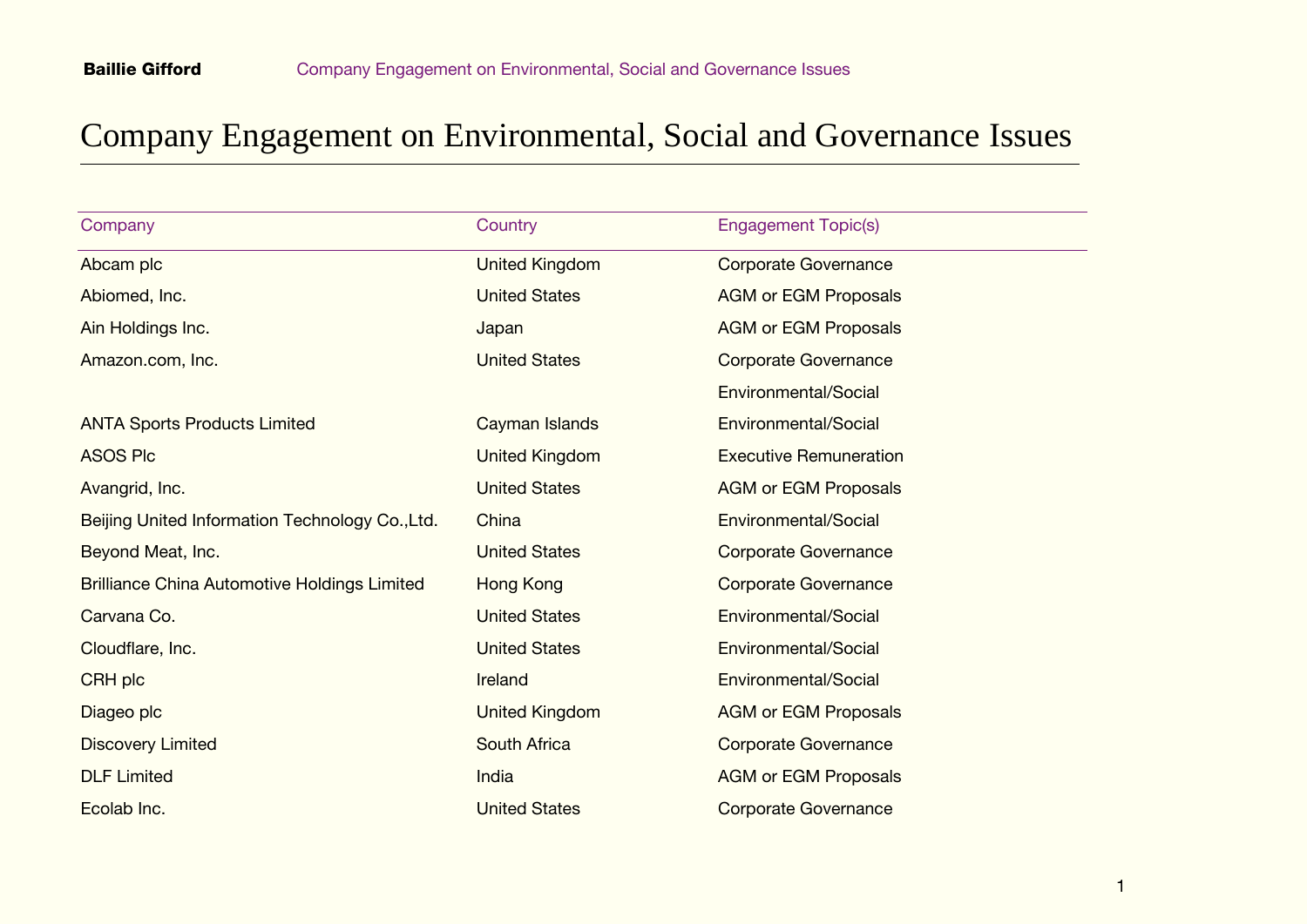# Company Engagement on Environmental, Social and Governance Issues

| Company | Country | Engagement Topic(s) |
|---|---|---|
| Abcam plc | United Kingdom | Corporate Governance |
| Abiomed, Inc. | United States | AGM or EGM Proposals |
| Ain Holdings Inc. | Japan | AGM or EGM Proposals |
| Amazon.com, Inc. | United States | Corporate Governance |
| | | Environmental/Social |
| ANTA Sports Products Limited | Cayman Islands | Environmental/Social |
| ASOS Plc | United Kingdom | Executive Remuneration |
| Avangrid, Inc. | United States | AGM or EGM Proposals |
| Beijing United Information Technology Co.,Ltd. | China | Environmental/Social |
| Beyond Meat, Inc. | United States | Corporate Governance |
| Brilliance China Automotive Holdings Limited | Hong Kong | Corporate Governance |
| Carvana Co. | United States | Environmental/Social |
| Cloudflare, Inc. | United States | Environmental/Social |
| CRH plc | Ireland | Environmental/Social |
| Diageo plc | United Kingdom | AGM or EGM Proposals |
| Discovery Limited | South Africa | Corporate Governance |
| DLF Limited | India | AGM or EGM Proposals |
| Ecolab Inc. | United States | Corporate Governance |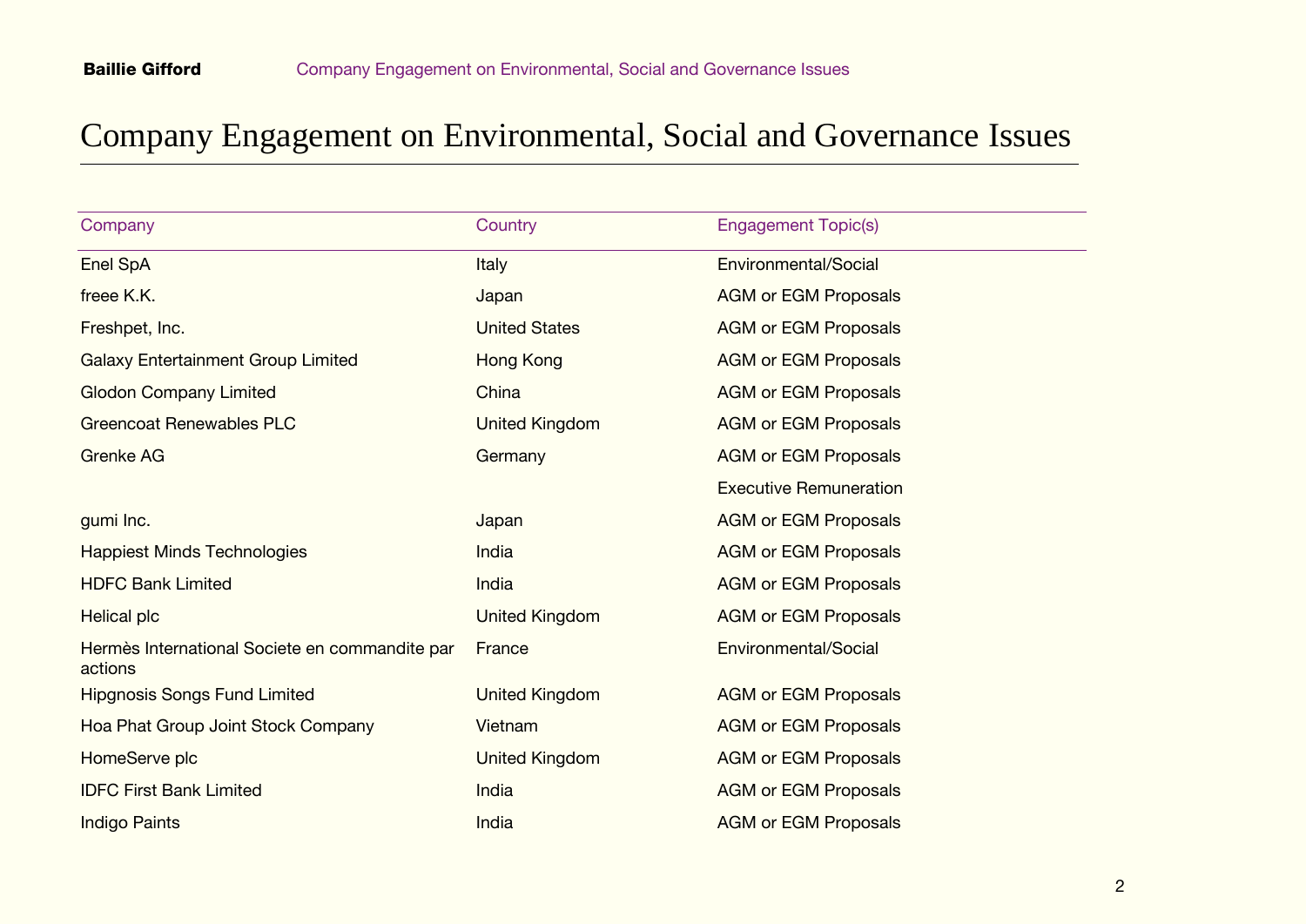# Company Engagement on Environmental, Social and Governance Issues

| Company | Country | Engagement Topic(s) |
| --- | --- | --- |
| Enel SpA | Italy | Environmental/Social |
| freee K.K. | Japan | AGM or EGM Proposals |
| Freshpet, Inc. | United States | AGM or EGM Proposals |
| Galaxy Entertainment Group Limited | Hong Kong | AGM or EGM Proposals |
| Glodon Company Limited | China | AGM or EGM Proposals |
| Greencoat Renewables PLC | United Kingdom | AGM or EGM Proposals |
| Grenke AG | Germany | AGM or EGM Proposals |
| | | Executive Remuneration |
| gumi Inc. | Japan | AGM or EGM Proposals |
| Happiest Minds Technologies | India | AGM or EGM Proposals |
| HDFC Bank Limited | India | AGM or EGM Proposals |
| Helical plc | United Kingdom | AGM or EGM Proposals |
| Hermès International Societe en commandite par actions | France | Environmental/Social |
| Hipgnosis Songs Fund Limited | United Kingdom | AGM or EGM Proposals |
| Hoa Phat Group Joint Stock Company | Vietnam | AGM or EGM Proposals |
| HomeServe plc | United Kingdom | AGM or EGM Proposals |
| IDFC First Bank Limited | India | AGM or EGM Proposals |
| Indigo Paints | India | AGM or EGM Proposals |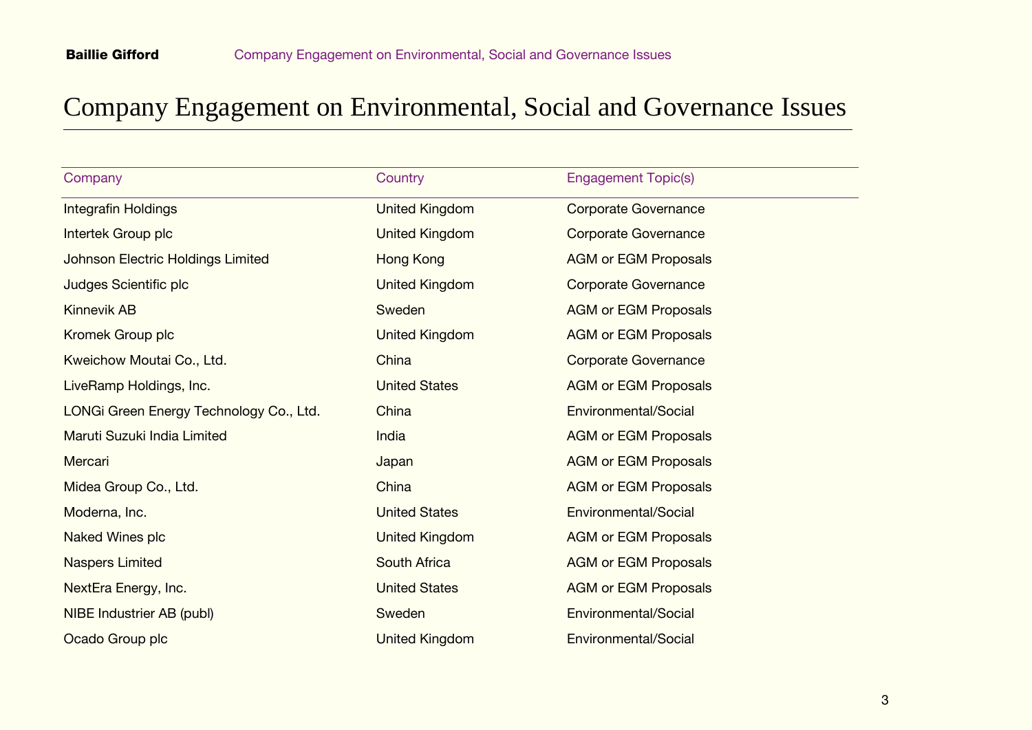# Company Engagement on Environmental, Social and Governance Issues

| Company | Country | Engagement Topic(s) |
| --- | --- | --- |
| Integrafin Holdings | United Kingdom | Corporate Governance |
| Intertek Group plc | United Kingdom | Corporate Governance |
| Johnson Electric Holdings Limited | Hong Kong | AGM or EGM Proposals |
| Judges Scientific plc | United Kingdom | Corporate Governance |
| Kinnevik AB | Sweden | AGM or EGM Proposals |
| Kromek Group plc | United Kingdom | AGM or EGM Proposals |
| Kweichow Moutai Co., Ltd. | China | Corporate Governance |
| LiveRamp Holdings, Inc. | United States | AGM or EGM Proposals |
| LONGi Green Energy Technology Co., Ltd. | China | Environmental/Social |
| Maruti Suzuki India Limited | India | AGM or EGM Proposals |
| Mercari | Japan | AGM or EGM Proposals |
| Midea Group Co., Ltd. | China | AGM or EGM Proposals |
| Moderna, Inc. | United States | Environmental/Social |
| Naked Wines plc | United Kingdom | AGM or EGM Proposals |
| Naspers Limited | South Africa | AGM or EGM Proposals |
| NextEra Energy, Inc. | United States | AGM or EGM Proposals |
| NIBE Industrier AB (publ) | Sweden | Environmental/Social |
| Ocado Group plc | United Kingdom | Environmental/Social |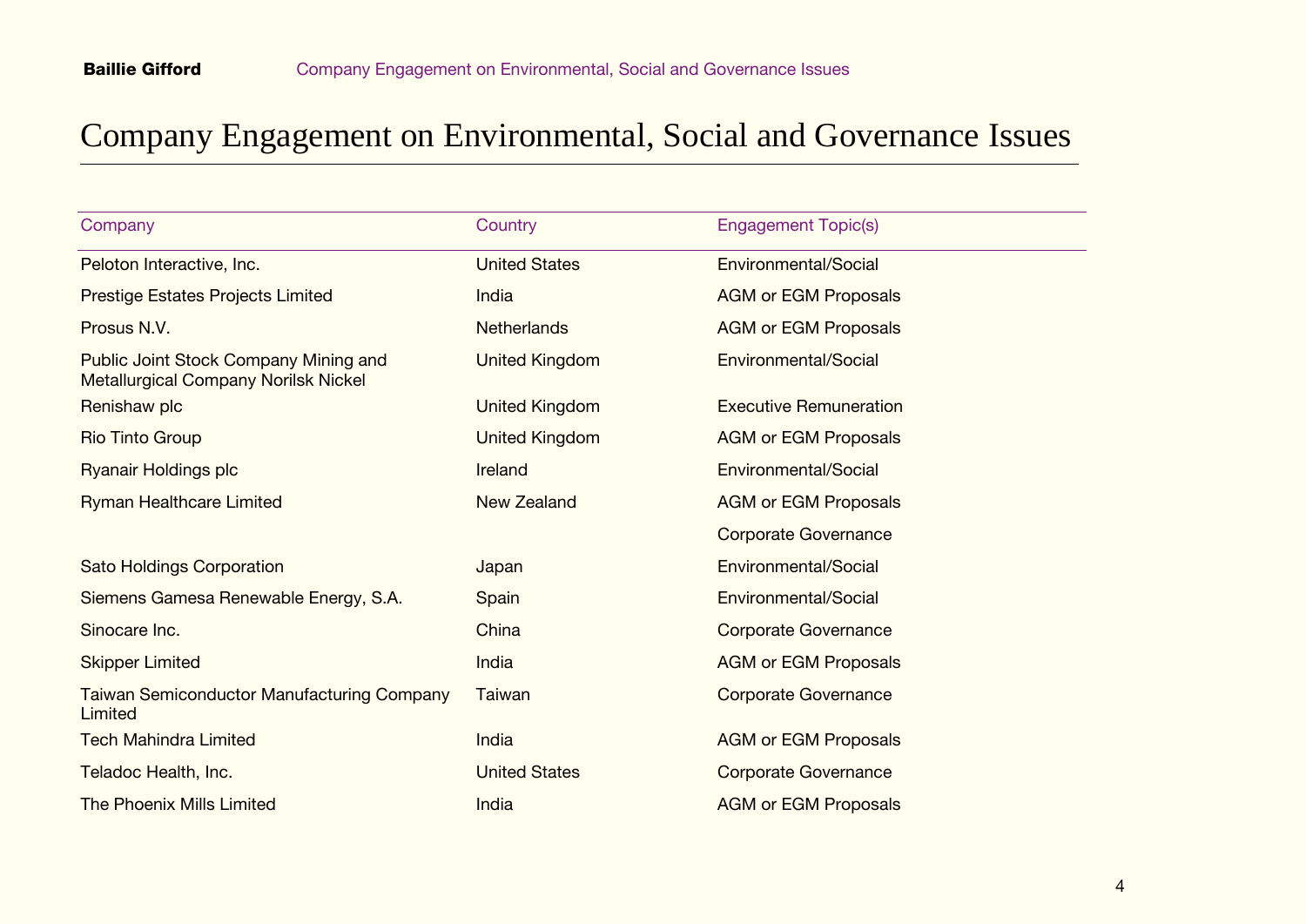# Company Engagement on Environmental, Social and Governance Issues

| Company | Country | Engagement Topic(s) |
| --- | --- | --- |
| Peloton Interactive, Inc. | United States | Environmental/Social |
| Prestige Estates Projects Limited | India | AGM or EGM Proposals |
| Prosus N.V. | Netherlands | AGM or EGM Proposals |
| Public Joint Stock Company Mining and Metallurgical Company Norilsk Nickel | United Kingdom | Environmental/Social |
| Renishaw plc | United Kingdom | Executive Remuneration |
| Rio Tinto Group | United Kingdom | AGM or EGM Proposals |
| Ryanair Holdings plc | Ireland | Environmental/Social |
| Ryman Healthcare Limited | New Zealand | AGM or EGM Proposals |
| | | Corporate Governance |
| Sato Holdings Corporation | Japan | Environmental/Social |
| Siemens Gamesa Renewable Energy, S.A. | Spain | Environmental/Social |
| Sinocare Inc. | China | Corporate Governance |
| Skipper Limited | India | AGM or EGM Proposals |
| Taiwan Semiconductor Manufacturing Company Limited | Taiwan | Corporate Governance |
| Tech Mahindra Limited | India | AGM or EGM Proposals |
| Teladoc Health, Inc. | United States | Corporate Governance |
| The Phoenix Mills Limited | India | AGM or EGM Proposals |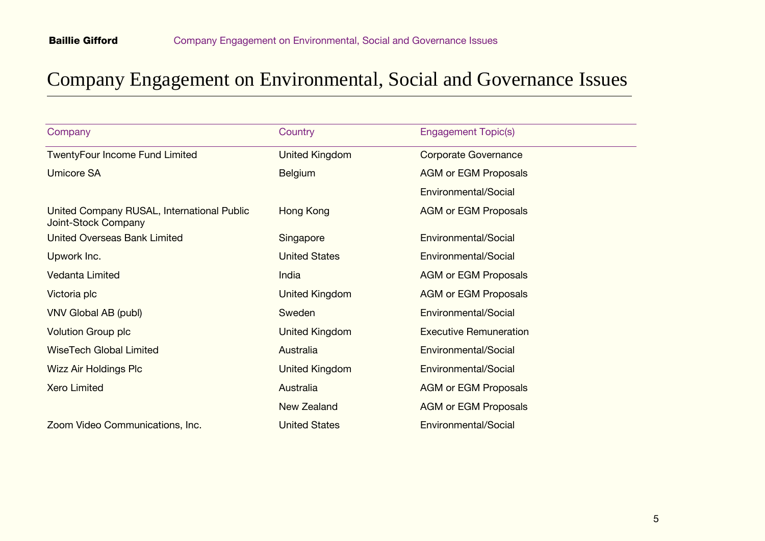# Company Engagement on Environmental, Social and Governance Issues

| Company | Country | Engagement Topic(s) |
|---|---|---|
| TwentyFour Income Fund Limited | United Kingdom | Corporate Governance |
| Umicore SA | Belgium | AGM or EGM Proposals |
| | | Environmental/Social |
| United Company RUSAL, International Public Joint-Stock Company | Hong Kong | AGM or EGM Proposals |
| United Overseas Bank Limited | Singapore | Environmental/Social |
| Upwork Inc. | United States | Environmental/Social |
| Vedanta Limited | India | AGM or EGM Proposals |
| Victoria plc | United Kingdom | AGM or EGM Proposals |
| VNV Global AB (publ) | Sweden | Environmental/Social |
| Volution Group plc | United Kingdom | Executive Remuneration |
| WiseTech Global Limited | Australia | Environmental/Social |
| Wizz Air Holdings Plc | United Kingdom | Environmental/Social |
| Xero Limited | Australia | AGM or EGM Proposals |
| | New Zealand | AGM or EGM Proposals |
| Zoom Video Communications, Inc. | United States | Environmental/Social |